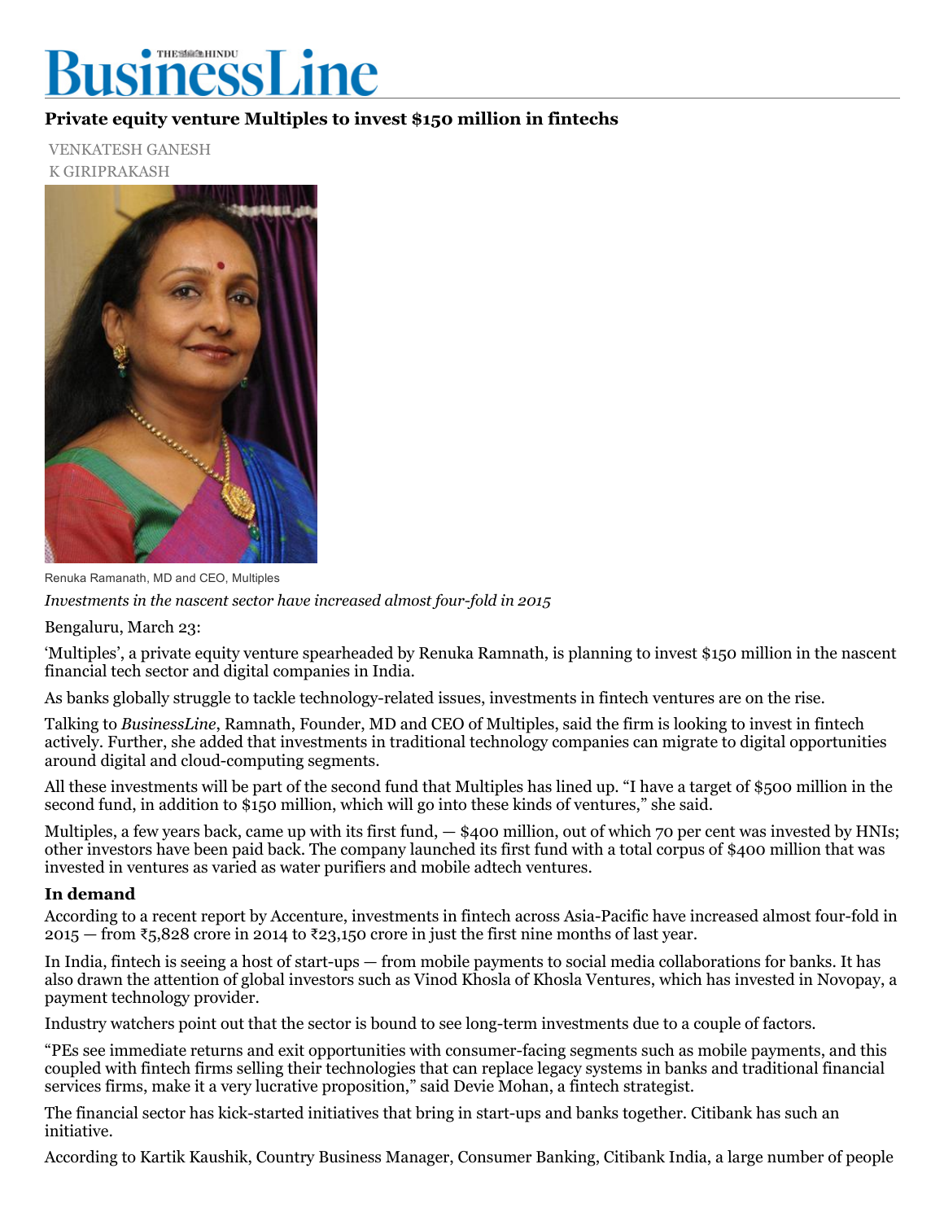# BusinessLine

## Private equity venture Multiples to invest $150 million in fintechs

VENKATESH GANESH
K GIRIPRAKASH

Renuka Ramanath, MD and CEO, Multiples

*Investments in the nascent sector have increased almost four-fold in 2015*

Bengaluru, March 23:

'Multiples', a private equity venture spearheaded by Renuka Ramnath, is planning to invest $150 million in the nascent financial tech sector and digital companies in India.

As banks globally struggle to tackle technology-related issues, investments in fintech ventures are on the rise.

Talking to *BusinessLine*, Ramnath, Founder, MD and CEO of Multiples, said the firm is looking to invest in fintech actively. Further, she added that investments in traditional technology companies can migrate to digital opportunities around digital and cloud-computing segments.

All these investments will be part of the second fund that Multiples has lined up. "I have a target of $500 million in the second fund, in addition to $150 million, which will go into these kinds of ventures," she said.

Multiples, a few years back, came up with its first fund, — $400 million, out of which 70 per cent was invested by HNIs; other investors have been paid back. The company launched its first fund with a total corpus of $400 million that was invested in ventures as varied as water purifiers and mobile adtech ventures.

### In demand

According to a recent report by Accenture, investments in fintech across Asia-Pacific have increased almost four-fold in 2015 — from ₹5,828 crore in 2014 to ₹23,150 crore in just the first nine months of last year.

In India, fintech is seeing a host of start-ups — from mobile payments to social media collaborations for banks. It has also drawn the attention of global investors such as Vinod Khosla of Khosla Ventures, which has invested in Novopay, a payment technology provider.

Industry watchers point out that the sector is bound to see long-term investments due to a couple of factors.

"PEs see immediate returns and exit opportunities with consumer-facing segments such as mobile payments, and this coupled with fintech firms selling their technologies that can replace legacy systems in banks and traditional financial services firms, make it a very lucrative proposition," said Devie Mohan, a fintech strategist.

The financial sector has kick-started initiatives that bring in start-ups and banks together. Citibank has such an initiative.

According to Kartik Kaushik, Country Business Manager, Consumer Banking, Citibank India, a large number of people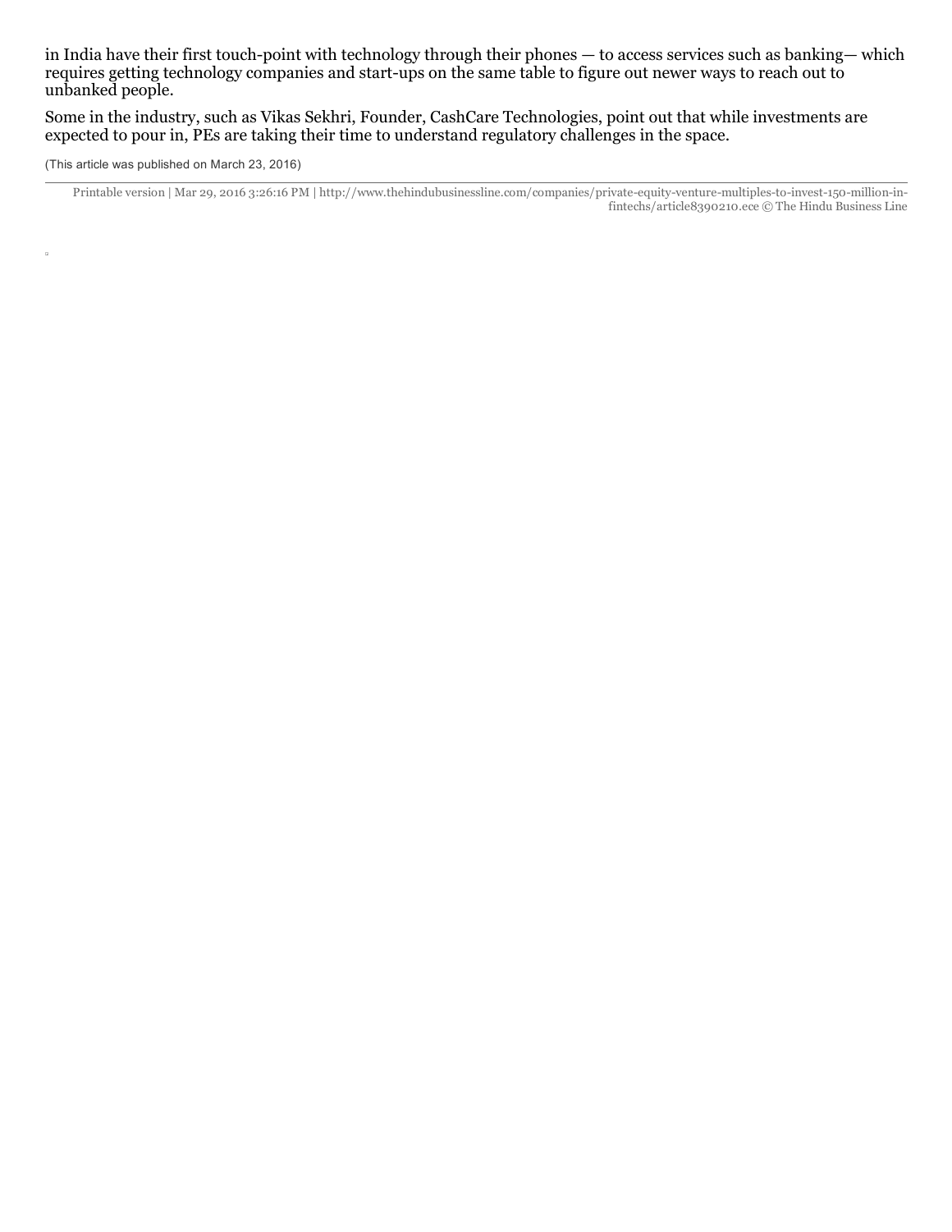in India have their first touch-point with technology through their phones — to access services such as banking— which requires getting technology companies and start-ups on the same table to figure out newer ways to reach out to unbanked people.

Some in the industry, such as Vikas Sekhri, Founder, CashCare Technologies, point out that while investments are expected to pour in, PEs are taking their time to understand regulatory challenges in the space.

(This article was published on March 23, 2016)